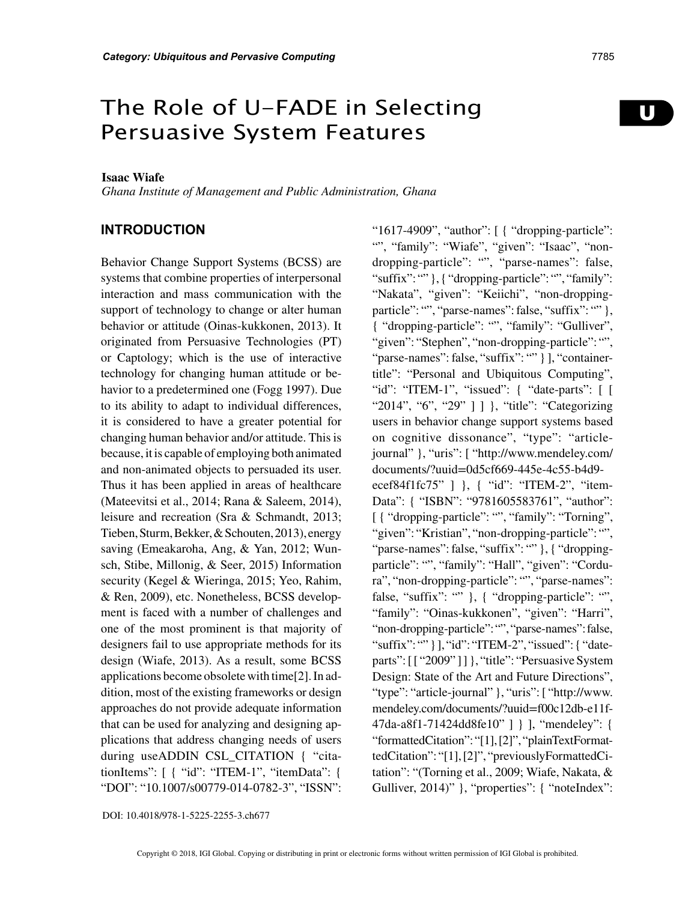Category: Ubiquitous and Pervasive Computing

# The Role of U-FADE in Selecting Persuasive System Features

**Isaac Wiafe**
*Ghana Institute of Management and Public Administration, Ghana*

## INTRODUCTION

Behavior Change Support Systems (BCSS) are systems that combine properties of interpersonal interaction and mass communication with the support of technology to change or alter human behavior or attitude (Oinas-kukkonen, 2013). It originated from Persuasive Technologies (PT) or Captology; which is the use of interactive technology for changing human attitude or behavior to a predetermined one (Fogg 1997). Due to its ability to adapt to individual differences, it is considered to have a greater potential for changing human behavior and/or attitude. This is because, it is capable of employing both animated and non-animated objects to persuaded its user. Thus it has been applied in areas of healthcare (Mateevitsi et al., 2014; Rana & Saleem, 2014), leisure and recreation (Sra & Schmandt, 2013; Tieben, Sturm, Bekker, & Schouten, 2013), energy saving (Emeakaroha, Ang, & Yan, 2012; Wunsch, Stibe, Millonig, & Seer, 2015) Information security (Kegel & Wieringa, 2015; Yeo, Rahim, & Ren, 2009), etc. Nonetheless, BCSS development is faced with a number of challenges and one of the most prominent is that majority of designers fail to use appropriate methods for its design (Wiafe, 2013). As a result, some BCSS applications become obsolete with time[2]. In addition, most of the existing frameworks or design approaches do not provide adequate information that can be used for analyzing and designing applications that address changing needs of users during useADDIN CSL_CITATION { "citationItems": [ { "id": "ITEM-1", "itemData": { "DOI": "10.1007/s00779-014-0782-3", "ISSN": "1617-4909", "author": [ { "dropping-particle": "", "family": "Wiafe", "given": "Isaac", "non-dropping-particle": "", "parse-names": false, "suffix": "" }, { "dropping-particle": "", "family": "Nakata", "given": "Keiichi", "non-dropping-particle": "", "parse-names": false, "suffix": "" }, { "dropping-particle": "", "family": "Gulliver", "given": "Stephen", "non-dropping-particle": "", "parse-names": false, "suffix": "" } ], "container-title": "Personal and Ubiquitous Computing", "id": "ITEM-1", "issued": { "date-parts": [ [ "2014", "6", "29" ] ] }, "title": "Categorizing users in behavior change support systems based on cognitive dissonance", "type": "article-journal" }, "uris": [ "http://www.mendeley.com/documents/?uuid=0d5cf669-445e-4c55-b4d9-ecef84f1fc75" ] }, { "id": "ITEM-2", "itemData": { "ISBN": "9781605583761", "author": [ { "dropping-particle": "", "family": "Torning", "given": "Kristian", "non-dropping-particle": "", "parse-names": false, "suffix": "" }, { "dropping-particle": "", "family": "Hall", "given": "Cordura", "non-dropping-particle": "", "parse-names": false, "suffix": "" }, { "dropping-particle": "", "family": "Oinas-kukkonen", "given": "Harri", "non-dropping-particle": "", "parse-names": false, "suffix": "" } ], "id": "ITEM-2", "issued": { "date-parts": [ [ "2009" ] ] }, "title": "Persuasive System Design: State of the Art and Future Directions", "type": "article-journal" }, "uris": [ "http://www.mendeley.com/documents/?uuid=f00c12db-e11f-47da-a8f1-71424dd8fe10" ] } ], "mendeley": { "formattedCitation": "[1], [2]", "plainTextFormattedCitation": "[1], [2]", "previouslyFormattedCitation": "(Torning et al., 2009; Wiafe, Nakata, & Gulliver, 2014)" }, "properties": { "noteIndex":

DOI: 10.4018/978-1-5225-2255-3.ch677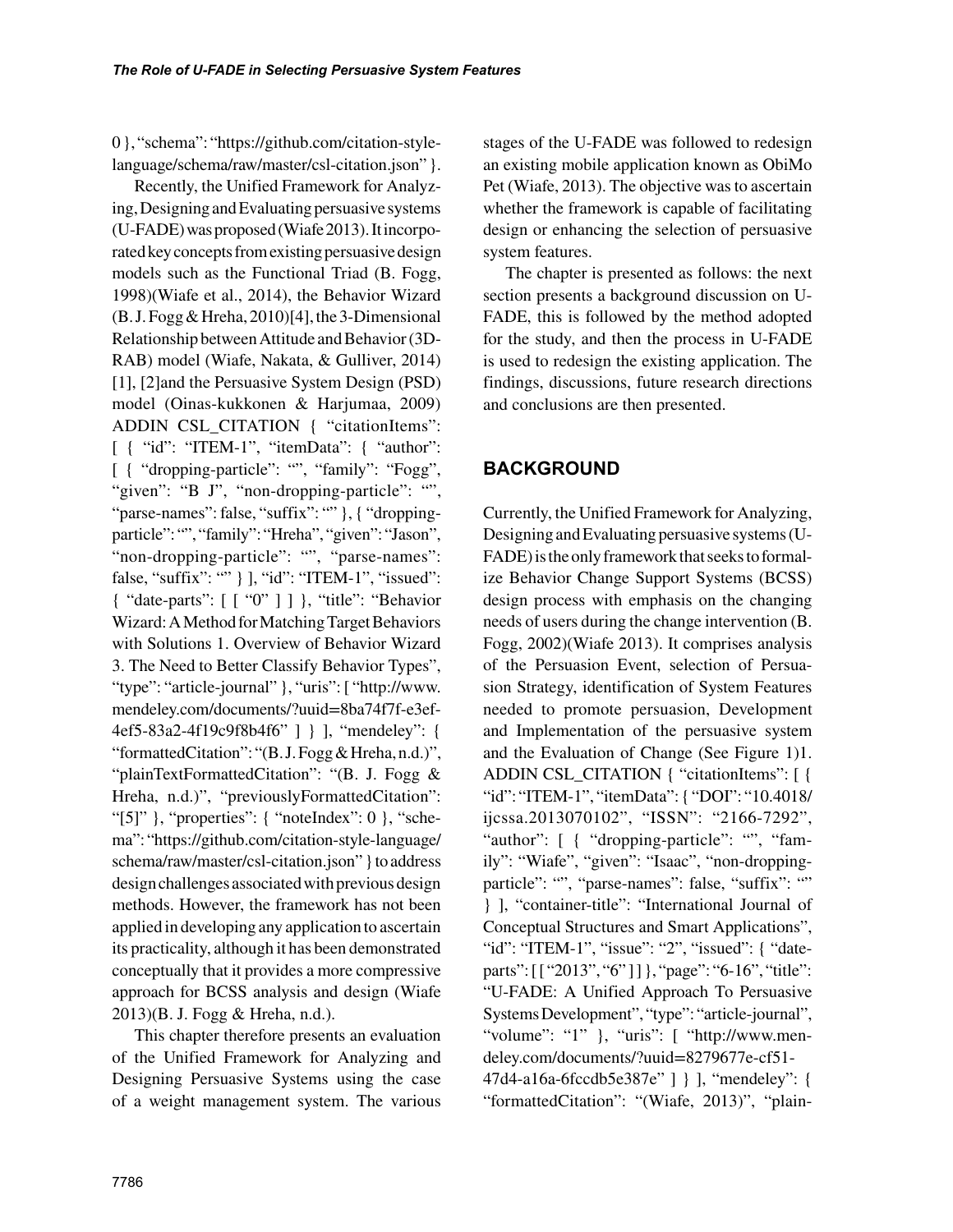0 }, "schema": "https://github.com/citation-style-language/schema/raw/master/csl-citation.json" }.

Recently, the Unified Framework for Analyzing, Designing and Evaluating persuasive systems (U-FADE) was proposed (Wiafe 2013). It incorporated key concepts from existing persuasive design models such as the Functional Triad (B. Fogg, 1998)(Wiafe et al., 2014), the Behavior Wizard (B. J. Fogg & Hreha, 2010)[4], the 3-Dimensional Relationship between Attitude and Behavior (3D-RAB) model (Wiafe, Nakata, & Gulliver, 2014) [1], [2]and the Persuasive System Design (PSD) model (Oinas-kukkonen & Harjumaa, 2009) ADDIN CSL_CITATION { "citationItems": [ { "id": "ITEM-1", "itemData": { "author": [ { "dropping-particle": "", "family": "Fogg", "given": "B J", "non-dropping-particle": "", "parse-names": false, "suffix": "" }, { "dropping-particle": "", "family": "Hreha", "given": "Jason", "non-dropping-particle": "", "parse-names": false, "suffix": "" } ], "id": "ITEM-1", "issued": { "date-parts": [ [ "0" ] ] }, "title": "Behavior Wizard: A Method for Matching Target Behaviors with Solutions 1. Overview of Behavior Wizard 3. The Need to Better Classify Behavior Types", "type": "article-journal" }, "uris": [ "http://www.mendeley.com/documents/?uuid=8ba74f7f-e3ef-4ef5-83a2-4f19c9f8b4f6" ] } ], "mendeley": { "formattedCitation": "(B. J. Fogg & Hreha, n.d.)", "plainTextFormattedCitation": "(B. J. Fogg & Hreha, n.d.)", "previouslyFormattedCitation": "[5]" }, "properties": { "noteIndex": 0 }, "schema": "https://github.com/citation-style-language/schema/raw/master/csl-citation.json" } to address design challenges associated with previous design methods. However, the framework has not been applied in developing any application to ascertain its practicality, although it has been demonstrated conceptually that it provides a more compressive approach for BCSS analysis and design (Wiafe 2013)(B. J. Fogg & Hreha, n.d.).

This chapter therefore presents an evaluation of the Unified Framework for Analyzing and Designing Persuasive Systems using the case of a weight management system. The various stages of the U-FADE was followed to redesign an existing mobile application known as ObiMo Pet (Wiafe, 2013). The objective was to ascertain whether the framework is capable of facilitating design or enhancing the selection of persuasive system features.

The chapter is presented as follows: the next section presents a background discussion on U-FADE, this is followed by the method adopted for the study, and then the process in U-FADE is used to redesign the existing application. The findings, discussions, future research directions and conclusions are then presented.

## BACKGROUND

Currently, the Unified Framework for Analyzing, Designing and Evaluating persuasive systems (U-FADE) is the only framework that seeks to formalize Behavior Change Support Systems (BCSS) design process with emphasis on the changing needs of users during the change intervention (B. Fogg, 2002)(Wiafe 2013). It comprises analysis of the Persuasion Event, selection of Persuasion Strategy, identification of System Features needed to promote persuasion, Development and Implementation of the persuasive system and the Evaluation of Change (See Figure 1)1. ADDIN CSL_CITATION { "citationItems": [ { "id": "ITEM-1", "itemData": { "DOI": "10.4018/ijcssa.2013070102", "ISSN": "2166-7292", "author": [ { "dropping-particle": "", "family": "Wiafe", "given": "Isaac", "non-dropping-particle": "", "parse-names": false, "suffix": "" } ], "container-title": "International Journal of Conceptual Structures and Smart Applications", "id": "ITEM-1", "issue": "2", "issued": { "date-parts": [ [ "2013", "6" ] ] }, "page": "6-16", "title": "U-FADE: A Unified Approach To Persuasive Systems Development", "type": "article-journal", "volume": "1" }, "uris": [ "http://www.mendeley.com/documents/?uuid=8279677e-cf51-47d4-a16a-6fccdb5e387e" ] } ], "mendeley": { "formattedCitation": "(Wiafe, 2013)", "plain-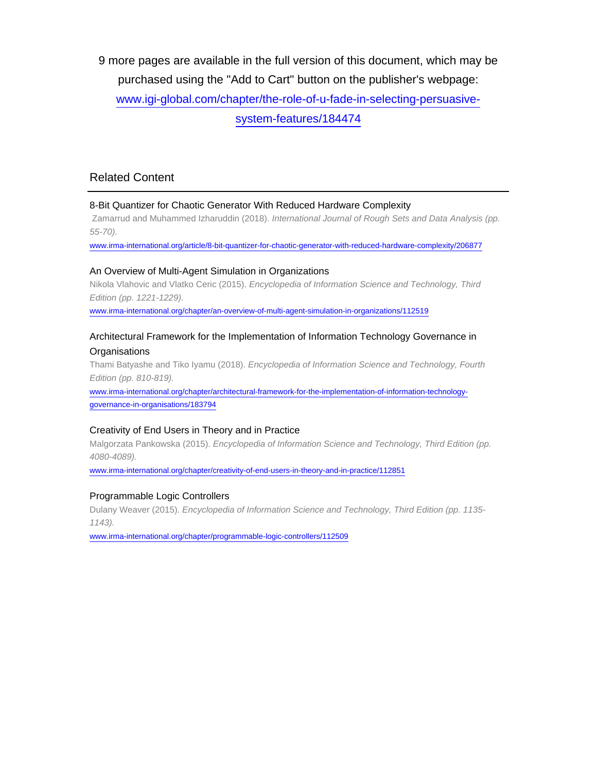9 more pages are available in the full version of this document, which may be purchased using the "Add to Cart" button on the publisher's webpage: www.igi-global.com/chapter/the-role-of-u-fade-in-selecting-persuasive-system-features/184474

## Related Content

8-Bit Quantizer for Chaotic Generator With Reduced Hardware Complexity
Zamarrud and Muhammed Izharuddin (2018). *International Journal of Rough Sets and Data Analysis (pp. 55-70).*
www.irma-international.org/article/8-bit-quantizer-for-chaotic-generator-with-reduced-hardware-complexity/206877

An Overview of Multi-Agent Simulation in Organizations
Nikola Vlahovic and Vlatko Ceric (2015). *Encyclopedia of Information Science and Technology, Third Edition (pp. 1221-1229).*
www.irma-international.org/chapter/an-overview-of-multi-agent-simulation-in-organizations/112519

Architectural Framework for the Implementation of Information Technology Governance in Organisations
Thami Batyashe and Tiko Iyamu (2018). *Encyclopedia of Information Science and Technology, Fourth Edition (pp. 810-819).*
www.irma-international.org/chapter/architectural-framework-for-the-implementation-of-information-technology-governance-in-organisations/183794

Creativity of End Users in Theory and in Practice
Malgorzata Pankowska (2015). *Encyclopedia of Information Science and Technology, Third Edition (pp. 4080-4089).*
www.irma-international.org/chapter/creativity-of-end-users-in-theory-and-in-practice/112851

Programmable Logic Controllers
Dulany Weaver (2015). *Encyclopedia of Information Science and Technology, Third Edition (pp. 1135-1143).*
www.irma-international.org/chapter/programmable-logic-controllers/112509